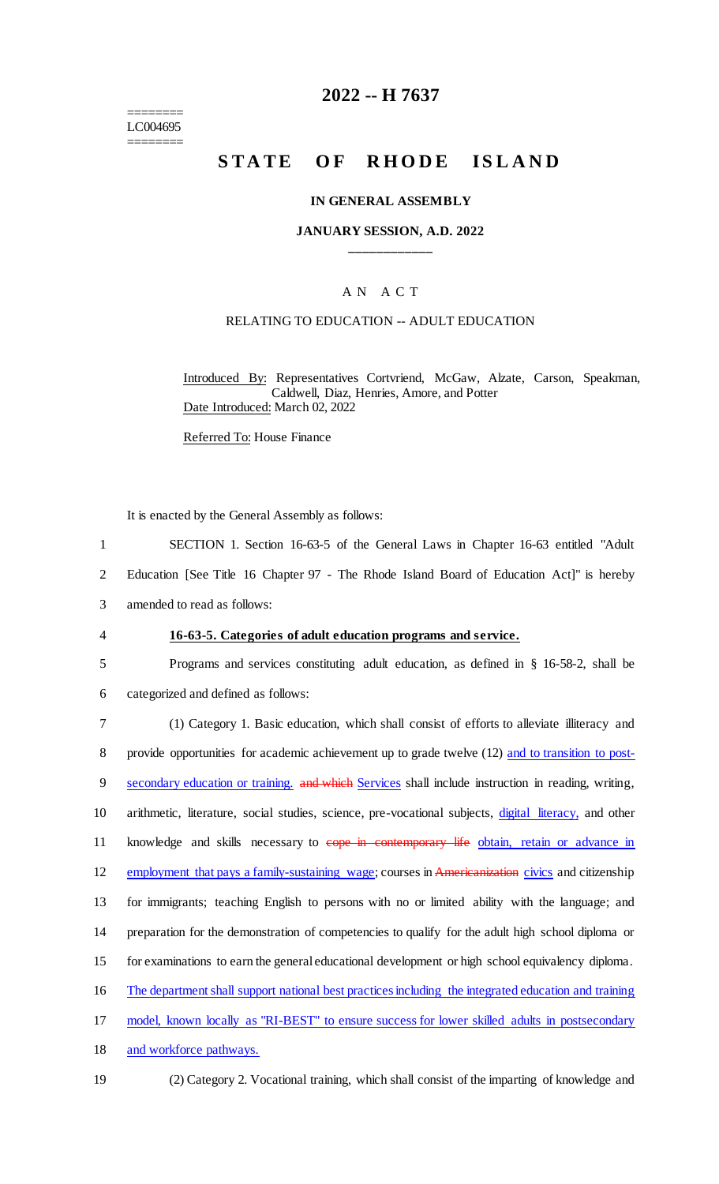========
LC004695
========

# 2022 -- H 7637

# STATE OF RHODE ISLAND

**IN GENERAL ASSEMBLY**

**JANUARY SESSION, A.D. 2022**

____________

A N A C T

RELATING TO EDUCATION -- ADULT EDUCATION

Introduced By: Representatives Cortvriend, McGaw, Alzate, Carson, Speakman, Caldwell, Diaz, Henries, Amore, and Potter

Date Introduced: March 02, 2022

Referred To: House Finance

It is enacted by the General Assembly as follows:

1 SECTION 1. Section 16-63-5 of the General Laws in Chapter 16-63 entitled "Adult
2 Education [See Title 16 Chapter 97 - The Rhode Island Board of Education Act]" is hereby
3 amended to read as follows:

4 **16-63-5. Categories of adult education programs and service.**

5 Programs and services constituting adult education, as defined in § 16-58-2, shall be
6 categorized and defined as follows:

7 (1) Category 1. Basic education, which shall consist of efforts to alleviate illiteracy and
8 provide opportunities for academic achievement up to grade twelve (12) and to transition to post-
9 secondary education or training. ~~and which~~ Services shall include instruction in reading, writing,
10 arithmetic, literature, social studies, science, pre-vocational subjects, digital literacy, and other
11 knowledge and skills necessary to ~~cope in contemporary life~~ obtain, retain or advance in
12 employment that pays a family-sustaining wage; courses in ~~Americanization~~ civics and citizenship
13 for immigrants; teaching English to persons with no or limited ability with the language; and
14 preparation for the demonstration of competencies to qualify for the adult high school diploma or
15 for examinations to earn the general educational development or high school equivalency diploma.
16 The department shall support national best practices including the integrated education and training
17 model, known locally as "RI-BEST" to ensure success for lower skilled adults in postsecondary
18 and workforce pathways.

19 (2) Category 2. Vocational training, which shall consist of the imparting of knowledge and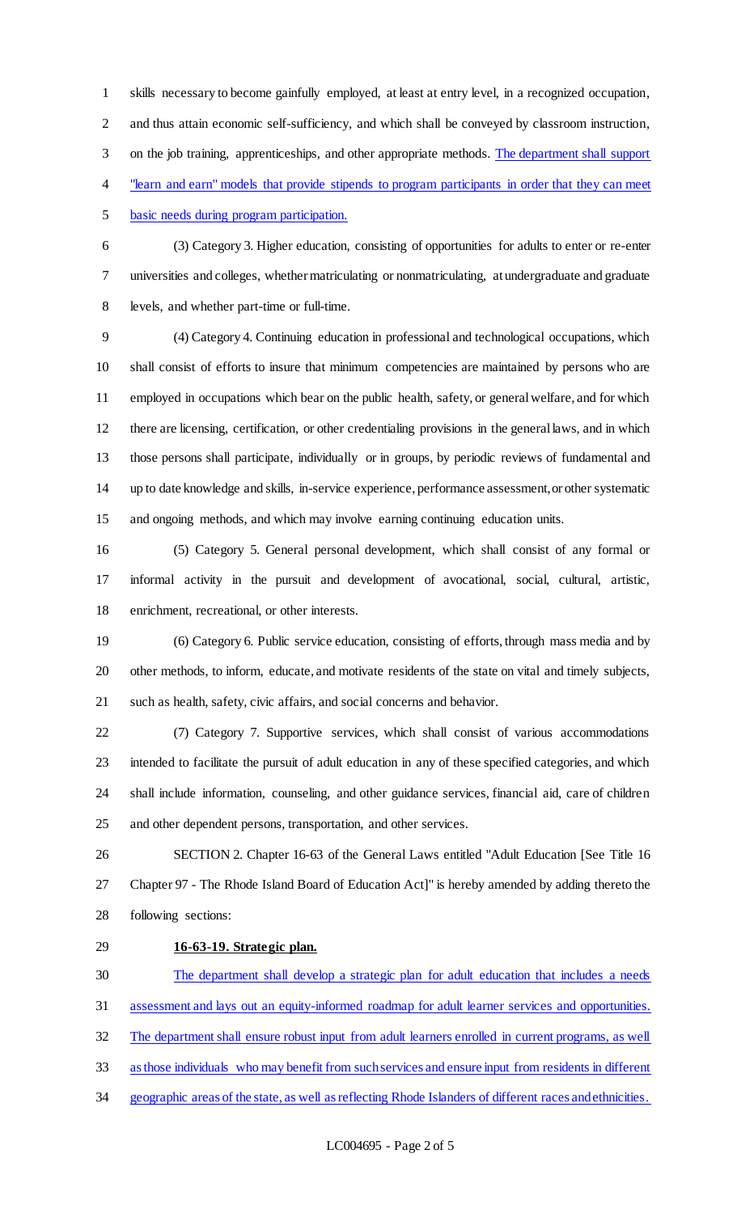skills necessary to become gainfully employed, at least at entry level, in a recognized occupation, and thus attain economic self-sufficiency, and which shall be conveyed by classroom instruction, on the job training, apprenticeships, and other appropriate methods. The department shall support "learn and earn" models that provide stipends to program participants in order that they can meet basic needs during program participation.

(3) Category 3. Higher education, consisting of opportunities for adults to enter or re-enter universities and colleges, whether matriculating or nonmatriculating, at undergraduate and graduate levels, and whether part-time or full-time.

(4) Category 4. Continuing education in professional and technological occupations, which shall consist of efforts to insure that minimum competencies are maintained by persons who are employed in occupations which bear on the public health, safety, or general welfare, and for which there are licensing, certification, or other credentialing provisions in the general laws, and in which those persons shall participate, individually or in groups, by periodic reviews of fundamental and up to date knowledge and skills, in-service experience, performance assessment, or other systematic and ongoing methods, and which may involve earning continuing education units.

(5) Category 5. General personal development, which shall consist of any formal or informal activity in the pursuit and development of avocational, social, cultural, artistic, enrichment, recreational, or other interests.

(6) Category 6. Public service education, consisting of efforts, through mass media and by other methods, to inform, educate, and motivate residents of the state on vital and timely subjects, such as health, safety, civic affairs, and social concerns and behavior.

(7) Category 7. Supportive services, which shall consist of various accommodations intended to facilitate the pursuit of adult education in any of these specified categories, and which shall include information, counseling, and other guidance services, financial aid, care of children and other dependent persons, transportation, and other services.

SECTION 2. Chapter 16-63 of the General Laws entitled "Adult Education [See Title 16 Chapter 97 - The Rhode Island Board of Education Act]" is hereby amended by adding thereto the following sections:

**16-63-19. Strategic plan.**

The department shall develop a strategic plan for adult education that includes a needs assessment and lays out an equity-informed roadmap for adult learner services and opportunities. The department shall ensure robust input from adult learners enrolled in current programs, as well as those individuals who may benefit from such services and ensure input from residents in different geographic areas of the state, as well as reflecting Rhode Islanders of different races and ethnicities.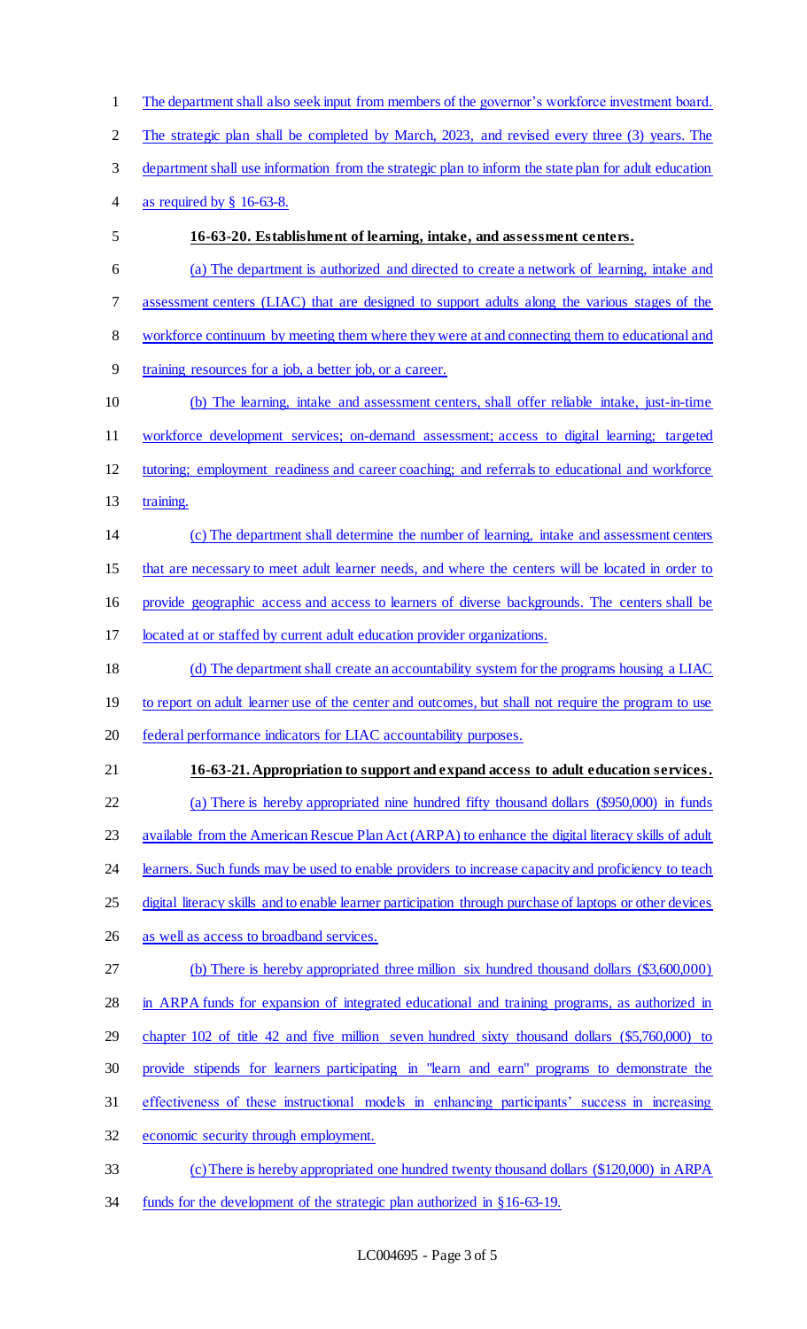The department shall also seek input from members of the governor's workforce investment board. The strategic plan shall be completed by March, 2023, and revised every three (3) years. The department shall use information from the strategic plan to inform the state plan for adult education as required by § 16-63-8.

**16-63-20. Establishment of learning, intake, and assessment centers.**

(a) The department is authorized and directed to create a network of learning, intake and assessment centers (LIAC) that are designed to support adults along the various stages of the workforce continuum by meeting them where they were at and connecting them to educational and training resources for a job, a better job, or a career.

(b) The learning, intake and assessment centers, shall offer reliable intake, just-in-time workforce development services; on-demand assessment; access to digital learning; targeted tutoring; employment readiness and career coaching; and referrals to educational and workforce training.

(c) The department shall determine the number of learning, intake and assessment centers that are necessary to meet adult learner needs, and where the centers will be located in order to provide geographic access and access to learners of diverse backgrounds. The centers shall be located at or staffed by current adult education provider organizations.

(d) The department shall create an accountability system for the programs housing a LIAC to report on adult learner use of the center and outcomes, but shall not require the program to use federal performance indicators for LIAC accountability purposes.

**16-63-21. Appropriation to support and expand access to adult education services.**

(a) There is hereby appropriated nine hundred fifty thousand dollars ($950,000) in funds available from the American Rescue Plan Act (ARPA) to enhance the digital literacy skills of adult learners. Such funds may be used to enable providers to increase capacity and proficiency to teach digital literacy skills and to enable learner participation through purchase of laptops or other devices as well as access to broadband services.

(b) There is hereby appropriated three million six hundred thousand dollars ($3,600,000) in ARPA funds for expansion of integrated educational and training programs, as authorized in chapter 102 of title 42 and five million seven hundred sixty thousand dollars ($5,760,000) to provide stipends for learners participating in "learn and earn" programs to demonstrate the effectiveness of these instructional models in enhancing participants' success in increasing economic security through employment.

(c) There is hereby appropriated one hundred twenty thousand dollars ($120,000) in ARPA funds for the development of the strategic plan authorized in §16-63-19.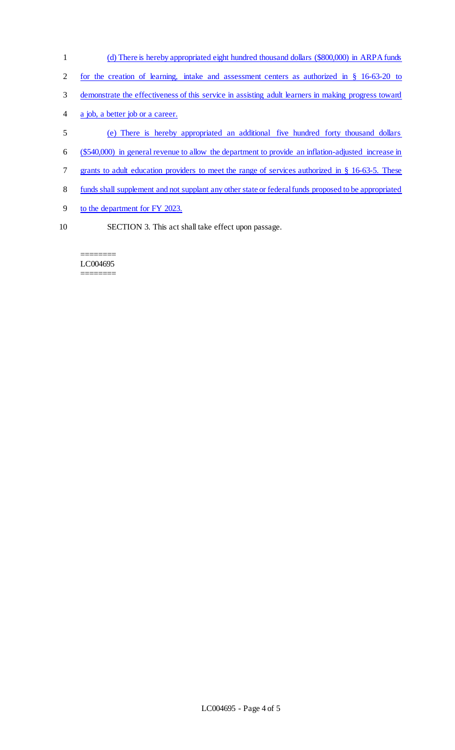(d) There is hereby appropriated eight hundred thousand dollars ($800,000) in ARPA funds for the creation of learning, intake and assessment centers as authorized in § 16-63-20 to demonstrate the effectiveness of this service in assisting adult learners in making progress toward a job, a better job or a career.

(e) There is hereby appropriated an additional five hundred forty thousand dollars ($540,000) in general revenue to allow the department to provide an inflation-adjusted increase in grants to adult education providers to meet the range of services authorized in § 16-63-5. These funds shall supplement and not supplant any other state or federal funds proposed to be appropriated to the department for FY 2023.

SECTION 3. This act shall take effect upon passage.

========
LC004695
========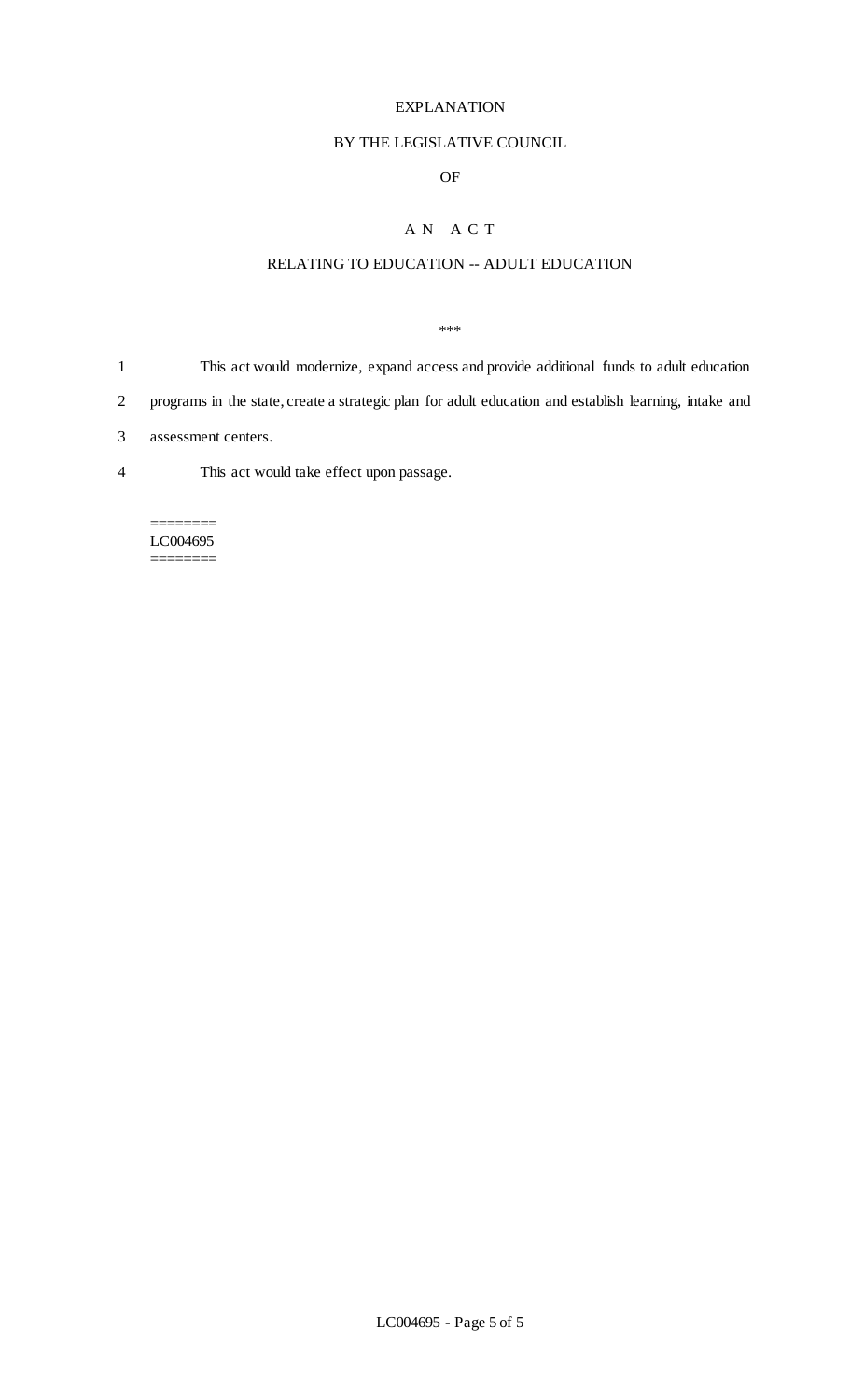EXPLANATION

BY THE LEGISLATIVE COUNCIL

OF

A N A C T

RELATING TO EDUCATION -- ADULT EDUCATION

\*\*\*

1 This act would modernize, expand access and provide additional funds to adult education
2 programs in the state, create a strategic plan for adult education and establish learning, intake and
3 assessment centers.
4 This act would take effect upon passage.

========
LC004695
========